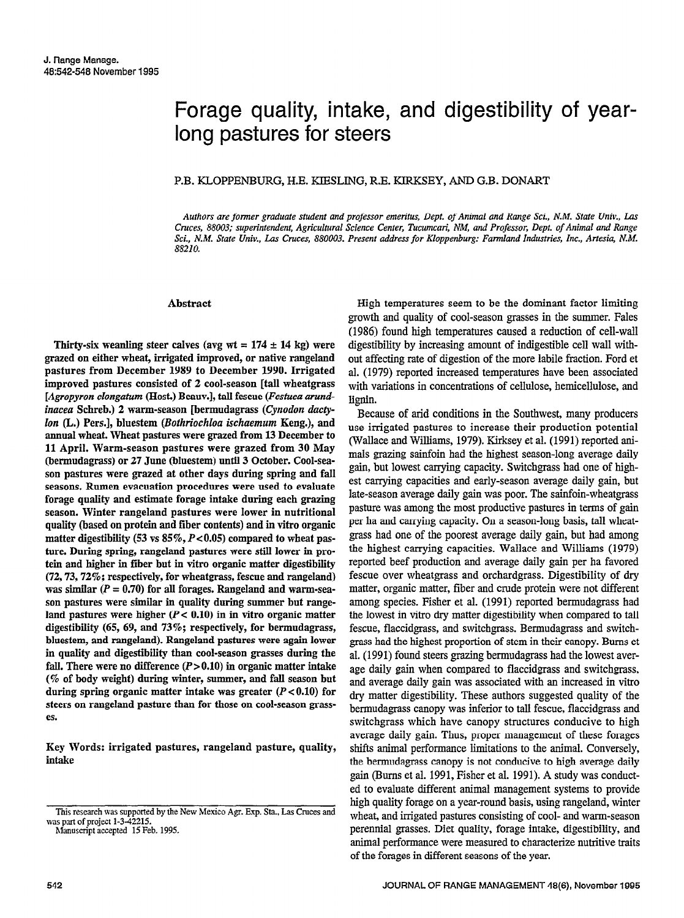# Forage quality, intake, and digestibility of year-long pastures for steers

P.B. KLOPPENBURG, H.E. KIESLING, R.E. KIRKSEY, AND G.B. DONART

*Authors are former graduate student and professor emeritus, Dept. of Animal and Range Sci., N.M. State Univ., Las Cruces, 88003; superintendent, Agricultural Science Center, Tucumcari, NM, and Professor, Dept. of Animal and Range Sci., N.M. State Univ., Las Cruces, 880003. Present address for Kloppenburg: Farmland Industries, Inc., Artesia, N.M. 88210.*

## Abstract

**Thirty-six weanling steer calves (avg wt = 174 ± 14 kg) were grazed on either wheat, irrigated improved, or native rangeland pastures from December 1989 to December 1990. Irrigated improved pastures consisted of 2 cool-season [tall wheatgrass [*Agropyron elongatum* (Host.) Beauv.], tall fescue (*Festuca arundinacea* Schreb.) 2 warm-season [bermudagrass (*Cynodon dactylon* (L.) Pers.], bluestem (*Bothriochloa ischaemum* Keng.), and annual wheat. Wheat pastures were grazed from 13 December to 11 April. Warm-season pastures were grazed from 30 May (bermudagrass) or 27 June (bluestem) until 3 October. Cool-season pastures were grazed at other days during spring and fall seasons. Rumen evacuation procedures were used to evaluate forage quality and estimate forage intake during each grazing season. Winter rangeland pastures were lower in nutritional quality (based on protein and fiber contents) and in vitro organic matter digestibility (53 vs 85%, $P<0.05$) compared to wheat pasture. During spring, rangeland pastures were still lower in protein and higher in fiber but in vitro organic matter digestibility (72, 73, 72%; respectively, for wheatgrass, fescue and rangeland) was similar ($P = 0.70$) for all forages. Rangeland and warm-season pastures were similar in quality during summer but rangeland pastures were higher ($P< 0.10$) in in vitro organic matter digestibility (65, 69, and 73%; respectively, for bermudagrass, bluestem, and rangeland). Rangeland pastures were again lower in quality and digestibility than cool-season grasses during the fall. There were no difference ($P>0.10$) in organic matter intake (% of body weight) during winter, summer, and fall season but during spring organic matter intake was greater ($P<0.10$) for steers on rangeland pasture than for those on cool-season grasses.**

**Key Words:** irrigated pastures, rangeland pasture, quality, intake

This research was supported by the New Mexico Agr. Exp. Sta., Las Cruces and was part of project 1-3-42215.
Manuscript accepted 15 Feb. 1995.

High temperatures seem to be the dominant factor limiting growth and quality of cool-season grasses in the summer. Fales (1986) found high temperatures caused a reduction of cell-wall digestibility by increasing amount of indigestible cell wall without affecting rate of digestion of the more labile fraction. Ford et al. (1979) reported increased temperatures have been associated with variations in concentrations of cellulose, hemicellulose, and lignin.

Because of arid conditions in the Southwest, many producers use irrigated pastures to increase their production potential (Wallace and Williams, 1979). Kirksey et al. (1991) reported animals grazing sainfoin had the highest season-long average daily gain, but lowest carrying capacity. Switchgrass had one of highest carrying capacities and early-season average daily gain, but late-season average daily gain was poor. The sainfoin-wheatgrass pasture was among the most productive pastures in terms of gain per ha and carrying capacity. On a season-long basis, tall wheatgrass had one of the poorest average daily gain, but had among the highest carrying capacities. Wallace and Williams (1979) reported beef production and average daily gain per ha favored fescue over wheatgrass and orchardgrass. Digestibility of dry matter, organic matter, fiber and crude protein were not different among species. Fisher et al. (1991) reported bermudagrass had the lowest in vitro dry matter digestibility when compared to tall fescue, flaccidgrass, and switchgrass. Bermudagrass and switchgrass had the highest proportion of stem in their canopy. Burns et al. (1991) found steers grazing bermudagrass had the lowest average daily gain when compared to flaccidgrass and switchgrass, and average daily gain was associated with an increased in vitro dry matter digestibility. These authors suggested quality of the bermudagrass canopy was inferior to tall fescue, flaccidgrass and switchgrass which have canopy structures conducive to high average daily gain. Thus, proper management of these forages shifts animal performance limitations to the animal. Conversely, the bermudagrass canopy is not conducive to high average daily gain (Burns et al. 1991, Fisher et al. 1991). A study was conducted to evaluate different animal management systems to provide high quality forage on a year-round basis, using rangeland, winter wheat, and irrigated pastures consisting of cool- and warm-season perennial grasses. Diet quality, forage intake, digestibility, and animal performance were measured to characterize nutritive traits of the forages in different seasons of the year.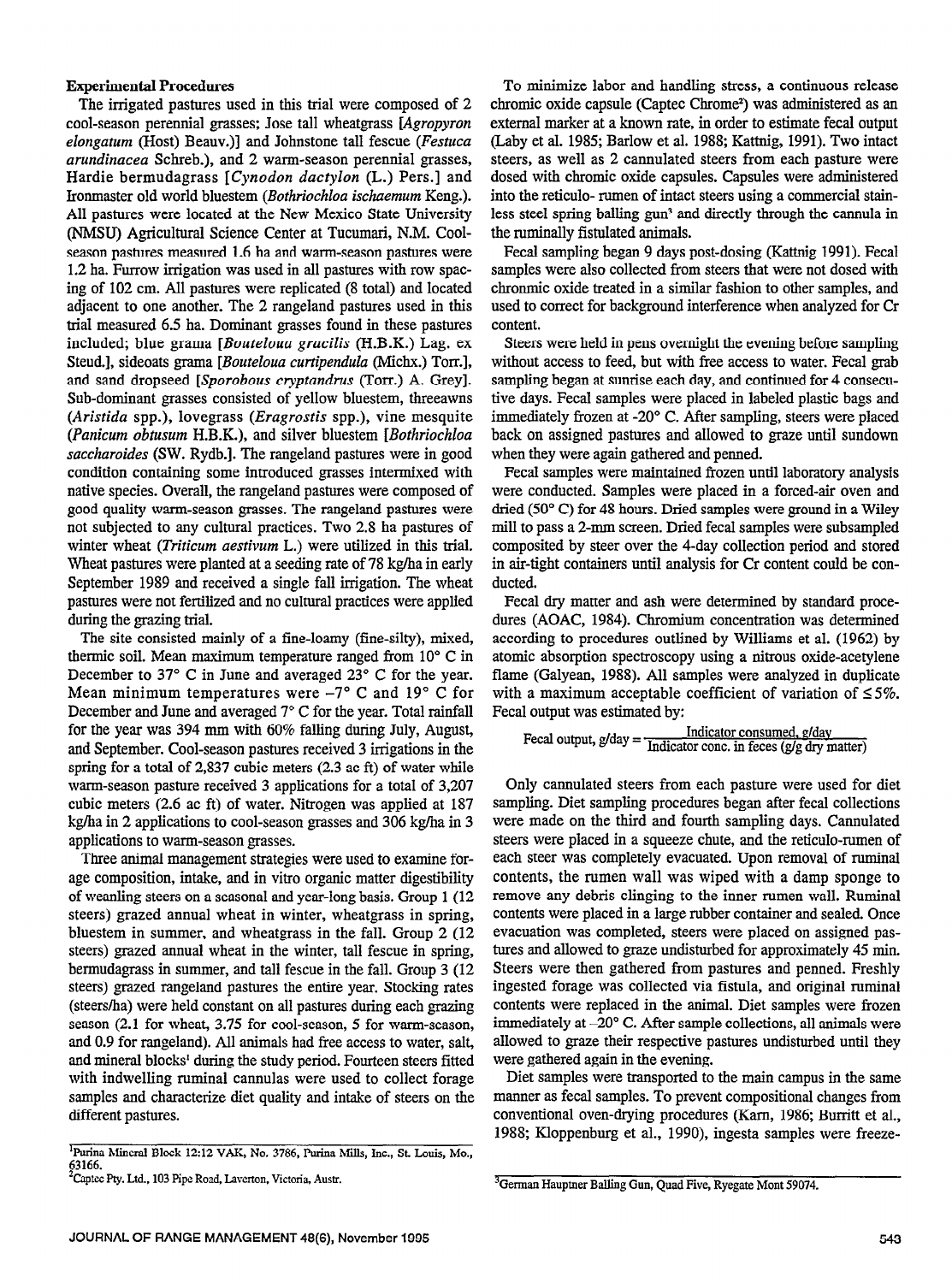**Experimental Procedures**

The irrigated pastures used in this trial were composed of 2 cool-season perennial grasses; Jose tall wheatgrass [*Agropyron elongatum* (Host) Beauv.)] and Johnstone tall fescue (*Festuca arundinacea* Schreb.), and 2 warm-season perennial grasses, Hardie bermudagrass [*Cynodon dactylon* (L.) Pers.] and Ironmaster old world bluestem (*Bothriochloa ischaemum* Keng.). All pastures were located at the New Mexico State University (NMSU) Agricultural Science Center at Tucumari, N.M. Cool-season pastures measured 1.6 ha and warm-season pastures were 1.2 ha. Furrow irrigation was used in all pastures with row spacing of 102 cm. All pastures were replicated (8 total) and located adjacent to one another. The 2 rangeland pastures used in this trial measured 6.5 ha. Dominant grasses found in these pastures included; blue grama [*Bouteloua gracilis* (H.B.K.) Lag. ex Steud.], sideoats grama [*Bouteloua curtipendula* (Michx.) Torr.], and sand dropseed [*Sporobous cryptandrus* (Torr.) A. Grey]. Sub-dominant grasses consisted of yellow bluestem, threeawns (*Aristida* spp.), lovegrass (*Eragrostis* spp.), vine mesquite (*Panicum obtusum* H.B.K.), and silver bluestem [*Bothriochloa saccharoides* (SW. Rydb.]. The rangeland pastures were in good condition containing some introduced grasses intermixed with native species. Overall, the rangeland pastures were composed of good quality warm-season grasses. The rangeland pastures were not subjected to any cultural practices. Two 2.8 ha pastures of winter wheat (*Triticum aestivum* L.) were utilized in this trial. Wheat pastures were planted at a seeding rate of 78 kg/ha in early September 1989 and received a single fall irrigation. The wheat pastures were not fertilized and no cultural practices were applied during the grazing trial.

The site consisted mainly of a fine-loamy (fine-silty), mixed, thermic soil. Mean maximum temperature ranged from 10° C in December to 37° C in June and averaged 23° C for the year. Mean minimum temperatures were −7° C and 19° C for December and June and averaged 7° C for the year. Total rainfall for the year was 394 mm with 60% falling during July, August, and September. Cool-season pastures received 3 irrigations in the spring for a total of 2,837 cubic meters (2.3 ac ft) of water while warm-season pasture received 3 applications for a total of 3,207 cubic meters (2.6 ac ft) of water. Nitrogen was applied at 187 kg/ha in 2 applications to cool-season grasses and 306 kg/ha in 3 applications to warm-season grasses.

Three animal management strategies were used to examine forage composition, intake, and in vitro organic matter digestibility of weanling steers on a seasonal and year-long basis. Group 1 (12 steers) grazed annual wheat in winter, wheatgrass in spring, bluestem in summer, and wheatgrass in the fall. Group 2 (12 steers) grazed annual wheat in the winter, tall fescue in spring, bermudagrass in summer, and tall fescue in the fall. Group 3 (12 steers) grazed rangeland pastures the entire year. Stocking rates (steers/ha) were held constant on all pastures during each grazing season (2.1 for wheat, 3.75 for cool-season, 5 for warm-season, and 0.9 for rangeland). All animals had free access to water, salt, and mineral blocks[1] during the study period. Fourteen steers fitted with indwelling ruminal cannulas were used to collect forage samples and characterize diet quality and intake of steers on the different pastures.

To minimize labor and handling stress, a continuous release chromic oxide capsule (Captec Chrome[2]) was administered as an external marker at a known rate, in order to estimate fecal output (Laby et al. 1985; Barlow et al. 1988; Kattnig, 1991). Two intact steers, as well as 2 cannulated steers from each pasture were dosed with chromic oxide capsules. Capsules were administered into the reticulo-rumen of intact steers using a commercial stainless steel spring balling gun[3] and directly through the cannula in the ruminally fistulated animals.

Fecal sampling began 9 days post-dosing (Kattnig 1991). Fecal samples were also collected from steers that were not dosed with chronmic oxide treated in a similar fashion to other samples, and used to correct for background interference when analyzed for Cr content.

Steers were held in pens overnight the evening before sampling without access to feed, but with free access to water. Fecal grab sampling began at sunrise each day, and continued for 4 consecutive days. Fecal samples were placed in labeled plastic bags and immediately frozen at -20° C. After sampling, steers were placed back on assigned pastures and allowed to graze until sundown when they were again gathered and penned.

Fecal samples were maintained frozen until laboratory analysis were conducted. Samples were placed in a forced-air oven and dried (50° C) for 48 hours. Dried samples were ground in a Wiley mill to pass a 2-mm screen. Dried fecal samples were subsampled composited by steer over the 4-day collection period and stored in air-tight containers until analysis for Cr content could be conducted.

Fecal dry matter and ash were determined by standard procedures (AOAC, 1984). Chromium concentration was determined according to procedures outlined by Williams et al. (1962) by atomic absorption spectroscopy using a nitrous oxide-acetylene flame (Galyean, 1988). All samples were analyzed in duplicate with a maximum acceptable coefficient of variation of ≤5%. Fecal output was estimated by:

$$\text{Fecal output, g/day} = \frac{\text{Indicator consumed, g/day}}{\text{Indicator conc. in feces (g/g dry matter)}}$$

Only cannulated steers from each pasture were used for diet sampling. Diet sampling procedures began after fecal collections were made on the third and fourth sampling days. Cannulated steers were placed in a squeeze chute, and the reticulo-rumen of each steer was completely evacuated. Upon removal of ruminal contents, the rumen wall was wiped with a damp sponge to remove any debris clinging to the inner rumen wall. Ruminal contents were placed in a large rubber container and sealed. Once evacuation was completed, steers were placed on assigned pastures and allowed to graze undisturbed for approximately 45 min. Steers were then gathered from pastures and penned. Freshly ingested forage was collected via fistula, and original ruminal contents were replaced in the animal. Diet samples were frozen immediately at −20° C. After sample collections, all animals were allowed to graze their respective pastures undisturbed until they were gathered again in the evening.

Diet samples were transported to the main campus in the same manner as fecal samples. To prevent compositional changes from conventional oven-drying procedures (Karn, 1986; Burritt et al., 1988; Kloppenburg et al., 1990), ingesta samples were freeze-

[1]Purina Mineral Block 12:12 VAK, No. 3786, Purina Mills, Inc., St. Louis, Mo., 63166.

[2]Captec Pty. Ltd., 103 Pipe Road, Laverton, Victoria, Austr.

[3]German Hauptner Balling Gun, Quad Five, Ryegate Mont 59074.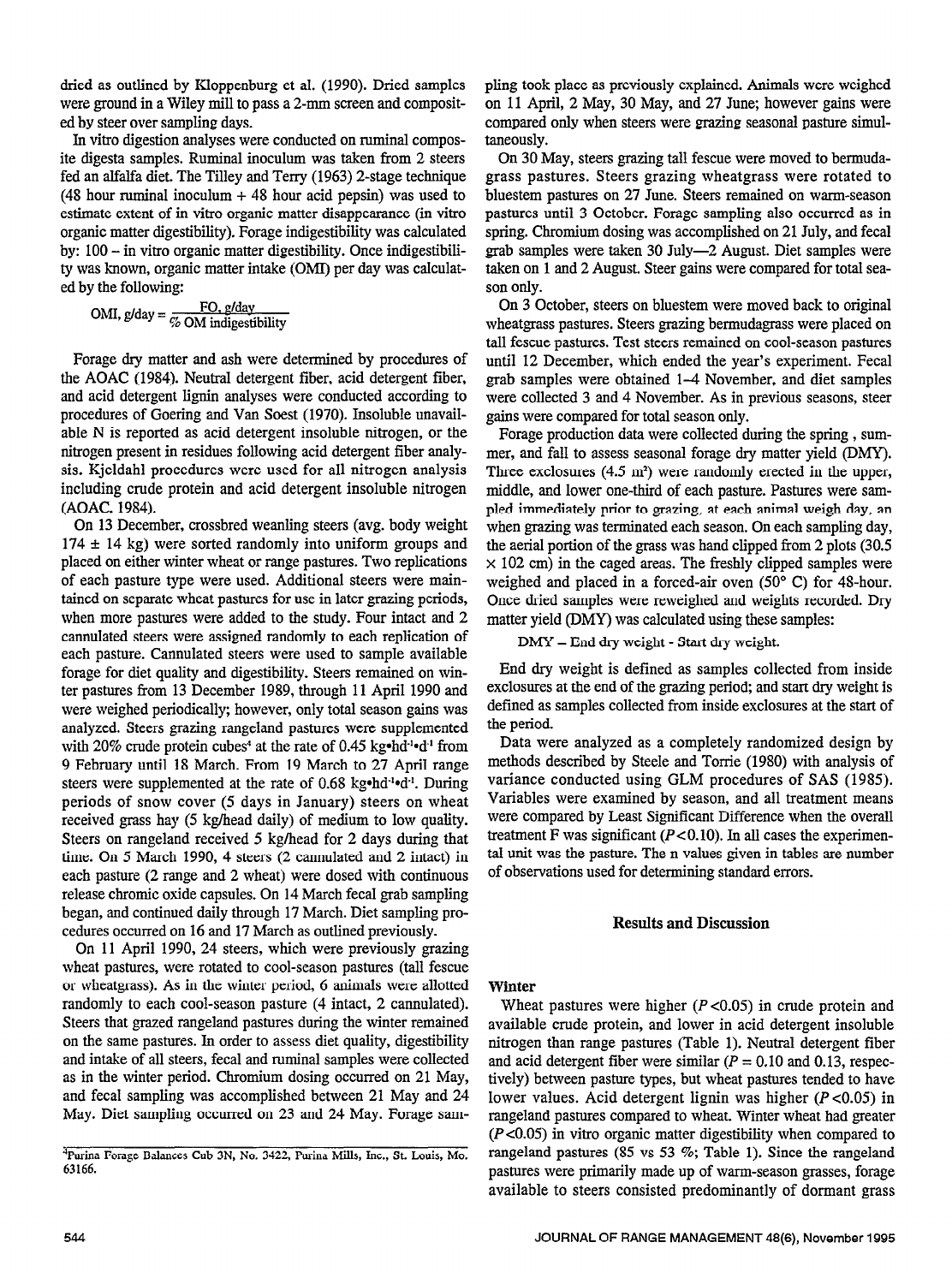dried as outlined by Kloppenburg et al. (1990). Dried samples were ground in a Wiley mill to pass a 2-mm screen and composited by steer over sampling days.

In vitro digestion analyses were conducted on ruminal composite digesta samples. Ruminal inoculum was taken from 2 steers fed an alfalfa diet. The Tilley and Terry (1963) 2-stage technique (48 hour ruminal inoculum + 48 hour acid pepsin) was used to estimate extent of in vitro organic matter disappearance (in vitro organic matter digestibility). Forage indigestibility was calculated by: 100 – in vitro organic matter digestibility. Once indigestibility was known, organic matter intake (OMI) per day was calculated by the following:

$$\text{OMI, g/day} = \frac{\text{FO, g/day}}{\text{\% OM indigestibility}}$$

Forage dry matter and ash were determined by procedures of the AOAC (1984). Neutral detergent fiber, acid detergent fiber, and acid detergent lignin analyses were conducted according to procedures of Goering and Van Soest (1970). Insoluble unavailable N is reported as acid detergent insoluble nitrogen, or the nitrogen present in residues following acid detergent fiber analysis. Kjeldahl procedures were used for all nitrogen analysis including crude protein and acid detergent insoluble nitrogen (AOAC. 1984).

On 13 December, crossbred weanling steers (avg. body weight 174 ± 14 kg) were sorted randomly into uniform groups and placed on either winter wheat or range pastures. Two replications of each pasture type were used. Additional steers were maintained on separate wheat pastures for use in later grazing periods, when more pastures were added to the study. Four intact and 2 cannulated steers were assigned randomly to each replication of each pasture. Cannulated steers were used to sample available forage for diet quality and digestibility. Steers remained on winter pastures from 13 December 1989, through 11 April 1990 and were weighed periodically; however, only total season gains was analyzed. Steers grazing rangeland pastures were supplemented with 20% crude protein cubes[4] at the rate of 0.45 $kg{\bullet}hd^{-1}{\bullet}d^{-1}$ from 9 February until 18 March. From 19 March to 27 April range steers were supplemented at the rate of 0.68 $kg{\bullet}hd^{-1}{\bullet}d^{-1}$. During periods of snow cover (5 days in January) steers on wheat received grass hay (5 kg/head daily) of medium to low quality. Steers on rangeland received 5 kg/head for 2 days during that time. On 5 March 1990, 4 steers (2 cannulated and 2 intact) in each pasture (2 range and 2 wheat) were dosed with continuous release chromic oxide capsules. On 14 March fecal grab sampling began, and continued daily through 17 March. Diet sampling procedures occurred on 16 and 17 March as outlined previously.

On 11 April 1990, 24 steers, which were previously grazing wheat pastures, were rotated to cool-season pastures (tall fescue or wheatgrass). As in the winter period, 6 animals were allotted randomly to each cool-season pasture (4 intact, 2 cannulated). Steers that grazed rangeland pastures during the winter remained on the same pastures. In order to assess diet quality, digestibility and intake of all steers, fecal and ruminal samples were collected as in the winter period. Chromium dosing occurred on 21 May, and fecal sampling was accomplished between 21 May and 24 May. Diet sampling occurred on 23 and 24 May. Forage sampling took place as previously explained. Animals were weighed on 11 April, 2 May, 30 May, and 27 June; however gains were compared only when steers were grazing seasonal pasture simultaneously.

On 30 May, steers grazing tall fescue were moved to bermudagrass pastures. Steers grazing wheatgrass were rotated to bluestem pastures on 27 June. Steers remained on warm-season pastures until 3 October. Forage sampling also occurred as in spring. Chromium dosing was accomplished on 21 July, and fecal grab samples were taken 30 July—2 August. Diet samples were taken on 1 and 2 August. Steer gains were compared for total season only.

On 3 October, steers on bluestem were moved back to original wheatgrass pastures. Steers grazing bermudagrass were placed on tall fescue pastures. Test steers remained on cool-season pastures until 12 December, which ended the year's experiment. Fecal grab samples were obtained 1–4 November, and diet samples were collected 3 and 4 November. As in previous seasons, steer gains were compared for total season only.

Forage production data were collected during the spring , summer, and fall to assess seasonal forage dry matter yield (DMY). Three exclosures (4.5 $m^2$) were randomly erected in the upper, middle, and lower one-third of each pasture. Pastures were sampled immediately prior to grazing, at each animal weigh day, an when grazing was terminated each season. On each sampling day, the aerial portion of the grass was hand clipped from 2 plots (30.5 × 102 cm) in the caged areas. The freshly clipped samples were weighed and placed in a forced-air oven (50° C) for 48-hour. Once dried samples were reweighed and weights recorded. Dry matter yield (DMY) was calculated using these samples:

DMY = End dry weight - Start dry weight.

End dry weight is defined as samples collected from inside exclosures at the end of the grazing period; and start dry weight is defined as samples collected from inside exclosures at the start of the period.

Data were analyzed as a completely randomized design by methods described by Steele and Torrie (1980) with analysis of variance conducted using GLM procedures of SAS (1985). Variables were examined by season, and all treatment means were compared by Least Significant Difference when the overall treatment F was significant ($P<0.10$). In all cases the experimental unit was the pasture. The n values given in tables are number of observations used for determining standard errors.

## Results and Discussion

### Winter

Wheat pastures were higher ($P<0.05$) in crude protein and available crude protein, and lower in acid detergent insoluble nitrogen than range pastures (Table 1). Neutral detergent fiber and acid detergent fiber were similar ($P = 0.10$ and 0.13, respectively) between pasture types, but wheat pastures tended to have lower values. Acid detergent lignin was higher ($P<0.05$) in rangeland pastures compared to wheat. Winter wheat had greater ($P<0.05$) in vitro organic matter digestibility when compared to rangeland pastures (85 vs 53 %; Table 1). Since the rangeland pastures were primarily made up of warm-season grasses, forage available to steers consisted predominantly of dormant grass

[4]Purina Forage Balances Cub 3N, No. 3422, Purina Mills, Inc., St. Louis, Mo. 63166.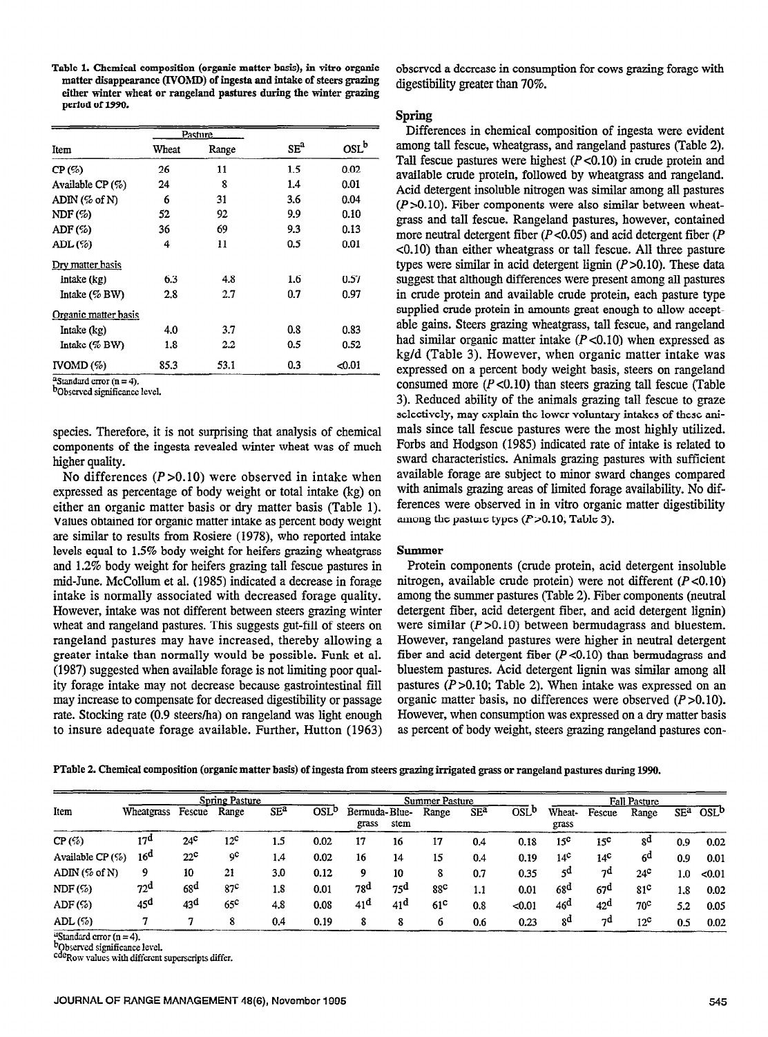Table 1. Chemical composition (organic matter basis), in vitro organic matter disappearance (IVOMD) of ingesta and intake of steers grazing either winter wheat or rangeland pastures during the winter grazing period of 1990.

| Item | Pasture | | SE[a] | OSL[b] |
|---|---|---|---|---|
| | Wheat | Range | | |
| CP (%) | 26 | 11 | 1.5 | 0.02 |
| Available CP (%) | 24 | 8 | 1.4 | 0.01 |
| ADIN (% of N) | 6 | 31 | 3.6 | 0.04 |
| NDF (%) | 52 | 92 | 9.9 | 0.10 |
| ADF (%) | 36 | 69 | 9.3 | 0.13 |
| ADL (%) | 4 | 11 | 0.5 | 0.01 |
| Dry matter basis | | | | |
| Intake (kg) | 6.3 | 4.8 | 1.6 | 0.57 |
| Intake (% BW) | 2.8 | 2.7 | 0.7 | 0.97 |
| Organic matter basis | | | | |
| Intake (kg) | 4.0 | 3.7 | 0.8 | 0.83 |
| Intake (% BW) | 1.8 | 2.2 | 0.5 | 0.52 |
| IVOMD (%) | 85.3 | 53.1 | 0.3 | <0.01 |

[a]Standard error (n = 4).
[b]Observed significance level.

species. Therefore, it is not surprising that analysis of chemical components of the ingesta revealed winter wheat was of much higher quality.

No differences ($P > 0.10$) were observed in intake when expressed as percentage of body weight or total intake (kg) on either an organic matter basis or dry matter basis (Table 1). Values obtained for organic matter intake as percent body weight are similar to results from Rosiere (1978), who reported intake levels equal to 1.5% body weight for heifers grazing wheatgrass and 1.2% body weight for heifers grazing tall fescue pastures in mid-June. McCollum et al. (1985) indicated a decrease in forage intake is normally associated with decreased forage quality. However, intake was not different between steers grazing winter wheat and rangeland pastures. This suggests gut-fill of steers on rangeland pastures may have increased, thereby allowing a greater intake than normally would be possible. Funk et al. (1987) suggested when available forage is not limiting poor quality forage intake may not decrease because gastrointestinal fill may increase to compensate for decreased digestibility or passage rate. Stocking rate (0.9 steers/ha) on rangeland was light enough to insure adequate forage available. Further, Hutton (1963) observed a decrease in consumption for cows grazing forage with digestibility greater than 70%.

## Spring

Differences in chemical composition of ingesta were evident among tall fescue, wheatgrass, and rangeland pastures (Table 2). Tall fescue pastures were highest ($P < 0.10$) in crude protein and available crude protein, followed by wheatgrass and rangeland. Acid detergent insoluble nitrogen was similar among all pastures ($P > 0.10$). Fiber components were also similar between wheatgrass and tall fescue. Rangeland pastures, however, contained more neutral detergent fiber ($P < 0.05$) and acid detergent fiber ($P < 0.10$) than either wheatgrass or tall fescue. All three pasture types were similar in acid detergent lignin ($P > 0.10$). These data suggest that although differences were present among all pastures in crude protein and available crude protein, each pasture type supplied crude protein in amounts great enough to allow acceptable gains. Steers grazing wheatgrass, tall fescue, and rangeland had similar organic matter intake ($P < 0.10$) when expressed as kg/d (Table 3). However, when organic matter intake was expressed on a percent body weight basis, steers on rangeland consumed more ($P < 0.10$) than steers grazing tall fescue (Table 3). Reduced ability of the animals grazing tall fescue to graze selectively, may explain the lower voluntary intakes of these animals since tall fescue pastures were the most highly utilized. Forbs and Hodgson (1985) indicated rate of intake is related to sward characteristics. Animals grazing pastures with sufficient available forage are subject to minor sward changes compared with animals grazing areas of limited forage availability. No differences were observed in in vitro organic matter digestibility among the pasture types ($P > 0.10$, Table 3).

## Summer

Protein components (crude protein, acid detergent insoluble nitrogen, available crude protein) were not different ($P < 0.10$) among the summer pastures (Table 2). Fiber components (neutral detergent fiber, acid detergent fiber, and acid detergent lignin) were similar ($P > 0.10$) between bermudagrass and bluestem. However, rangeland pastures were higher in neutral detergent fiber and acid detergent fiber ($P < 0.10$) than bermudagrass and bluestem pastures. Acid detergent lignin was similar among all pastures ($P > 0.10$; Table 2). When intake was expressed on an organic matter basis, no differences were observed ($P > 0.10$). However, when consumption was expressed on a dry matter basis as percent of body weight, steers grazing rangeland pastures con-

Table 2. Chemical composition (organic matter basis) of ingesta from steers grazing irrigated grass or rangeland pastures during 1990.

| Item | Spring Pasture | | | SE[a] | OSL[b] | Summer Pasture | | | SE[a] | OSL[b] | Fall Pasture | | | SE[a] | OSL[b] |
|---|---|---|---|---|---|---|---|---|---|---|---|---|---|---|---|
| | Wheatgrass | Fescue | Range | | | Bermuda-grass | Blue-stem | Range | | | Wheat-grass | Fescue | Range | | |
| CP (%) | 17[d] | 24[c] | 12[c] | 1.5 | 0.02 | 17 | 16 | 17 | 0.4 | 0.18 | 15[c] | 15[c] | 8[d] | 0.9 | 0.02 |
| Available CP (%) | 16[d] | 22[c] | 9[c] | 1.4 | 0.02 | 16 | 14 | 15 | 0.4 | 0.19 | 14[c] | 14[c] | 6[d] | 0.9 | 0.01 |
| ADIN (% of N) | 9 | 10 | 21 | 3.0 | 0.12 | 9 | 10 | 8 | 0.7 | 0.35 | 5[d] | 7[d] | 24[c] | 1.0 | <0.01 |
| NDF (%) | 72[d] | 68[d] | 87[c] | 1.8 | 0.01 | 78[d] | 75[d] | 88[c] | 1.1 | 0.01 | 68[d] | 67[d] | 81[c] | 1.8 | 0.02 |
| ADF (%) | 45[d] | 43[d] | 65[c] | 4.8 | 0.08 | 41[d] | 41[d] | 61[c] | 0.8 | <0.01 | 46[d] | 42[d] | 70[c] | 5.2 | 0.05 |
| ADL (%) | 7 | 7 | 8 | 0.4 | 0.19 | 8 | 8 | 6 | 0.6 | 0.23 | 8[d] | 7[d] | 12[c] | 0.5 | 0.02 |

[a]Standard error (n = 4).
[b]Observed significance level.
[cde]Row values with different superscripts differ.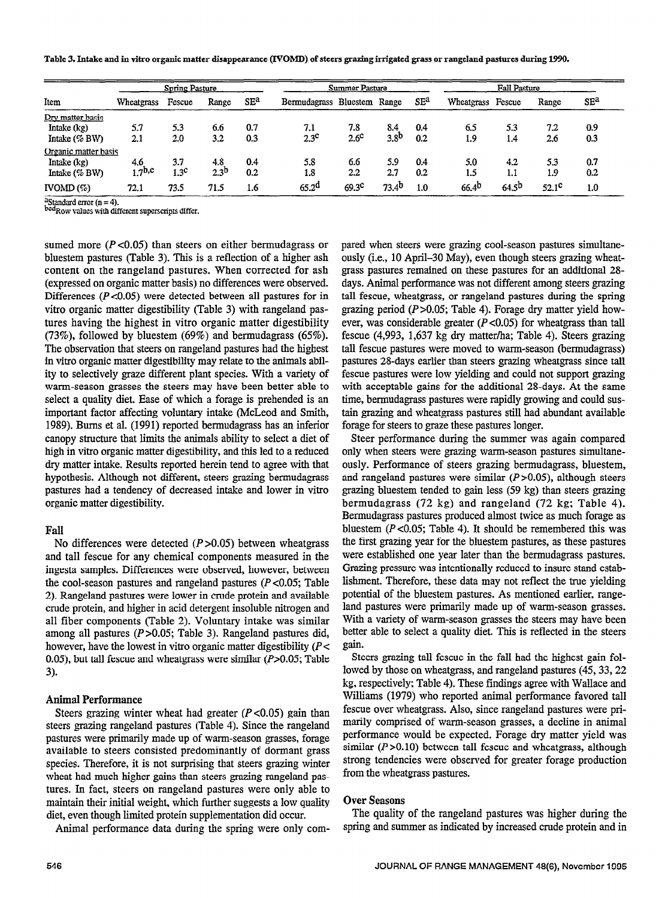Table 3. Intake and in vitro organic matter disappearance (IVOMD) of steers grazing irrigated grass or rangeland pastures during 1990.

| Item | Spring Pasture | | | | Summer Pasture | | | | Fall Pasture | | | |
|---|---|---|---|---|---|---|---|---|---|---|---|---|
| | Wheatgrass | Fescue | Range | SE[a] | Bermudagrass | Bluestem | Range | SE[a] | Wheatgrass | Fescue | Range | SE[a] |
| Dry matter basis | | | | | | | | | | | | |
| Intake (kg) | 5.7 | 5.3 | 6.6 | 0.7 | 7.1 | 7.8 | 8.4 | 0.4 | 6.5 | 5.3 | 7.2 | 0.9 |
| Intake (% BW) | 2.1 | 2.0 | 3.2 | 0.3 | 2.3[c] | 2.6[c] | 3.8[b] | 0.2 | 1.9 | 1.4 | 2.6 | 0.3 |
| Organic matter basis | | | | | | | | | | | | |
| Intake (kg) | 4.6 | 3.7 | 4.8 | 0.4 | 5.8 | 6.6 | 5.9 | 0.4 | 5.0 | 4.2 | 5.3 | 0.7 |
| Intake (% BW) | 1.7[b,c] | 1.3[c] | 2.3[b] | 0.2 | 1.8 | 2.2 | 2.7 | 0.2 | 1.5 | 1.1 | 1.9 | 0.2 |
| IVOMD (%) | 72.1 | 73.5 | 71.5 | 1.6 | 65.2[d] | 69.3[c] | 73.4[b] | 1.0 | 66.4[b] | 64.5[b] | 52.1[c] | 1.0 |

[a]Standard error (n = 4).
[bcd]Row values with different superscripts differ.

sumed more ($P<0.05$) than steers on either bermudagrass or bluestem pastures (Table 3). This is a reflection of a higher ash content on the rangeland pastures. When corrected for ash (expressed on organic matter basis) no differences were observed. Differences ($P<0.05$) were detected between all pastures for in vitro organic matter digestibility (Table 3) with rangeland pastures having the highest in vitro organic matter digestibility (73%), followed by bluestem (69%) and bermudagrass (65%). The observation that steers on rangeland pastures had the highest in vitro organic matter digestibility may relate to the animals ability to selectively graze different plant species. With a variety of warm-season grasses the steers may have been better able to select a quality diet. Ease of which a forage is prehended is an important factor affecting voluntary intake (McLeod and Smith, 1989). Burns et al. (1991) reported bermudagrass has an inferior canopy structure that limits the animals ability to select a diet of high in vitro organic matter digestibility, and this led to a reduced dry matter intake. Results reported herein tend to agree with that hypothesis. Although not different, steers grazing bermudagrass pastures had a tendency of decreased intake and lower in vitro organic matter digestibility.

### Fall

No differences were detected ($P>0.05$) between wheatgrass and tall fescue for any chemical components measured in the ingesta samples. Differences were observed, however, between the cool-season pastures and rangeland pastures ($P<0.05$; Table 2). Rangeland pastures were lower in crude protein and available crude protein, and higher in acid detergent insoluble nitrogen and all fiber components (Table 2). Voluntary intake was similar among all pastures ($P>0.05$; Table 3). Rangeland pastures did, however, have the lowest in vitro organic matter digestibility ($P<0.05$), but tall fescue and wheatgrass were similar ($P>0.05$; Table 3).

## Animal Performance

Steers grazing winter wheat had greater ($P<0.05$) gain than steers grazing rangeland pastures (Table 4). Since the rangeland pastures were primarily made up of warm-season grasses, forage available to steers consisted predominantly of dormant grass species. Therefore, it is not surprising that steers grazing winter wheat had much higher gains than steers grazing rangeland pastures. In fact, steers on rangeland pastures were only able to maintain their initial weight, which further suggests a low quality diet, even though limited protein supplementation did occur.

Animal performance data during the spring were only compared when steers were grazing cool-season pastures simultaneously (i.e., 10 April–30 May), even though steers grazing wheatgrass pastures remained on these pastures for an additional 28-days. Animal performance was not different among steers grazing tall fescue, wheatgrass, or rangeland pastures during the spring grazing period ($P>0.05$; Table 4). Forage dry matter yield however, was considerable greater ($P<0.05$) for wheatgrass than tall fescue (4,993, 1,637 kg dry matter/ha; Table 4). Steers grazing tall fescue pastures were moved to warm-season (bermudagrass) pastures 28-days earlier than steers grazing wheatgrass since tall fescue pastures were low yielding and could not support grazing with acceptable gains for the additional 28-days. At the same time, bermudagrass pastures were rapidly growing and could sustain grazing and wheatgrass pastures still had abundant available forage for steers to graze these pastures longer.

Steer performance during the summer was again compared only when steers were grazing warm-season pastures simultaneously. Performance of steers grazing bermudagrass, bluestem, and rangeland pastures were similar ($P>0.05$), although steers grazing bluestem tended to gain less (59 kg) than steers grazing bermudagrass (72 kg) and rangeland (72 kg; Table 4). Bermudagrass pastures produced almost twice as much forage as bluestem ($P<0.05$; Table 4). It should be remembered this was the first grazing year for the bluestem pastures, as these pastures were established one year later than the bermudagrass pastures. Grazing pressure was intentionally reduced to insure stand establishment. Therefore, these data may not reflect the true yielding potential of the bluestem pastures. As mentioned earlier, rangeland pastures were primarily made up of warm-season grasses. With a variety of warm-season grasses the steers may have been better able to select a quality diet. This is reflected in the steers gain.

Steers grazing tall fescue in the fall had the highest gain followed by those on wheatgrass, and rangeland pastures (45, 33, 22 kg, respectively; Table 4). These findings agree with Wallace and Williams (1979) who reported animal performance favored tall fescue over wheatgrass. Also, since rangeland pastures were primarily comprised of warm-season grasses, a decline in animal performance would be expected. Forage dry matter yield was similar ($P>0.10$) between tall fescue and wheatgrass, although strong tendencies were observed for greater forage production from the wheatgrass pastures.

## Over Seasons

The quality of the rangeland pastures was higher during the spring and summer as indicated by increased crude protein and in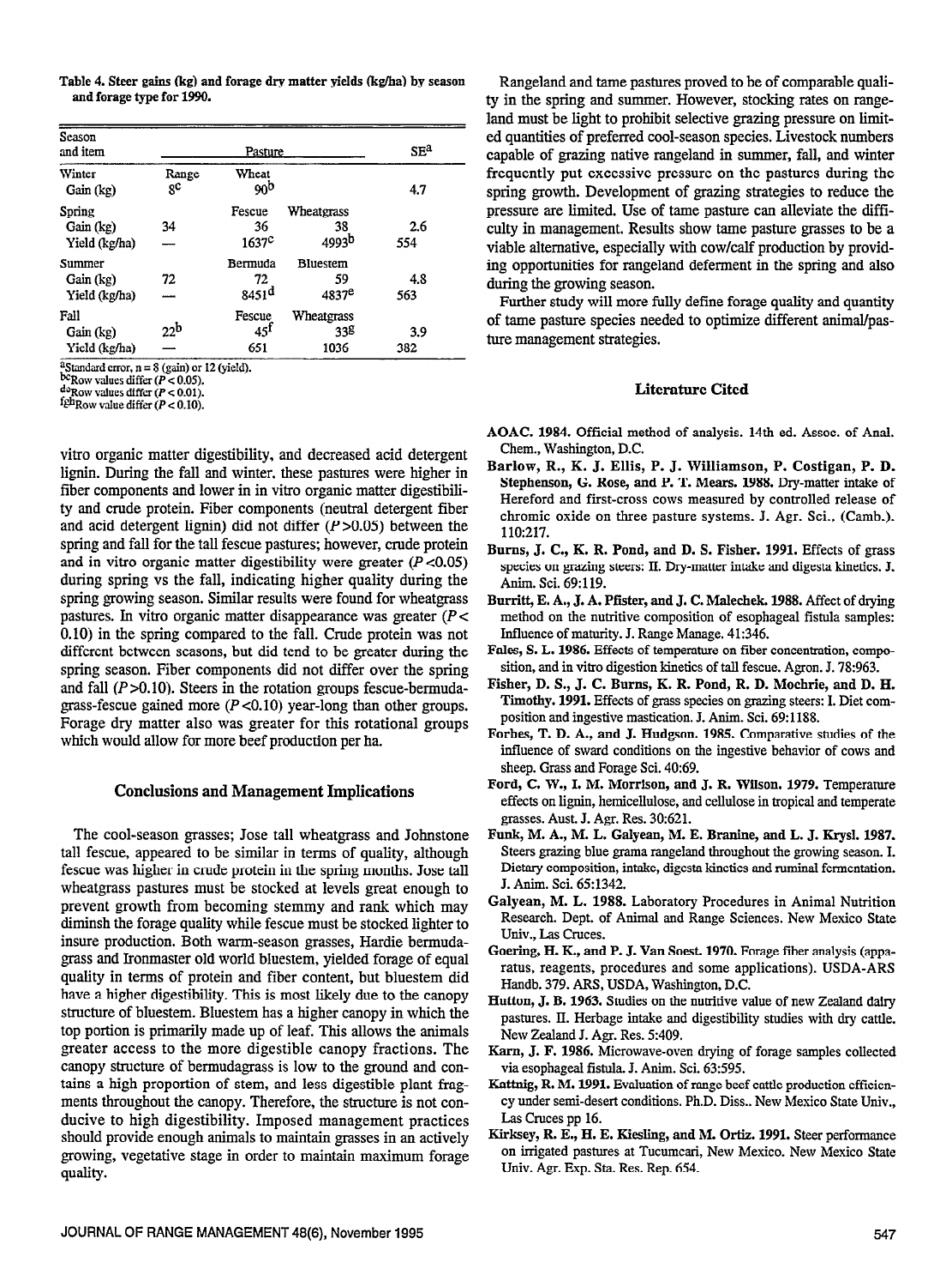Table 4. Steer gains (kg) and forage dry matter yields (kg/ha) by season and forage type for 1990.

| Season and item | Pasture | | | SE[a] |
|---|---|---|---|---|
| Winter | Range | Wheat | | |
| Gain (kg) | 8[c] | 90[b] | | 4.7 |
| Spring | | Fescue | Wheatgrass | |
| Gain (kg) | 34 | 36 | 38 | 2.6 |
| Yield (kg/ha) | — | 1637[c] | 4993[b] | 554 |
| Summer | | Bermuda | Bluestem | |
| Gain (kg) | 72 | 72 | 59 | 4.8 |
| Yield (kg/ha) | — | 8451[d] | 4837[e] | 563 |
| Fall | | Fescue | Wheatgrass | |
| Gain (kg) | 22[b] | 45[f] | 33[g] | 3.9 |
| Yield (kg/ha) | — | 651 | 1036 | 382 |

[a]Standard error, n = 8 (gain) or 12 (yield).
[bc]Row values differ ($P < 0.05$).
[de]Row values differ ($P < 0.01$).
[fgh]Row value differ ($P < 0.10$).

vitro organic matter digestibility, and decreased acid detergent lignin. During the fall and winter, these pastures were higher in fiber components and lower in in vitro organic matter digestibility and crude protein. Fiber components (neutral detergent fiber and acid detergent lignin) did not differ ($P > 0.05$) between the spring and fall for the tall fescue pastures; however, crude protein and in vitro organic matter digestibility were greater ($P < 0.05$) during spring vs the fall, indicating higher quality during the spring growing season. Similar results were found for wheatgrass pastures. In vitro organic matter disappearance was greater ($P < 0.10$) in the spring compared to the fall. Crude protein was not different between seasons, but did tend to be greater during the spring season. Fiber components did not differ over the spring and fall ($P > 0.10$). Steers in the rotation groups fescue-bermudagrass-fescue gained more ($P < 0.10$) year-long than other groups. Forage dry matter also was greater for this rotational groups which would allow for more beef production per ha.

## Conclusions and Management Implications

The cool-season grasses; Jose tall wheatgrass and Johnstone tall fescue, appeared to be similar in terms of quality, although fescue was higher in crude protein in the spring months. Jose tall wheatgrass pastures must be stocked at levels great enough to prevent growth from becoming stemmy and rank which may diminsh the forage quality while fescue must be stocked lighter to insure production. Both warm-season grasses, Hardie bermudagrass and Ironmaster old world bluestem, yielded forage of equal quality in terms of protein and fiber content, but bluestem did have a higher digestibility. This is most likely due to the canopy structure of bluestem. Bluestem has a higher canopy in which the top portion is primarily made up of leaf. This allows the animals greater access to the more digestible canopy fractions. The canopy structure of bermudagrass is low to the ground and contains a high proportion of stem, and less digestible plant fragments throughout the canopy. Therefore, the structure is not conducive to high digestibility. Imposed management practices should provide enough animals to maintain grasses in an actively growing, vegetative stage in order to maintain maximum forage quality.

Rangeland and tame pastures proved to be of comparable quality in the spring and summer. However, stocking rates on rangeland must be light to prohibit selective grazing pressure on limited quantities of preferred cool-season species. Livestock numbers capable of grazing native rangeland in summer, fall, and winter frequently put excessive pressure on the pastures during the spring growth. Development of grazing strategies to reduce the pressure are limited. Use of tame pasture can alleviate the difficulty in management. Results show tame pasture grasses to be a viable alternative, especially with cow/calf production by providing opportunities for rangeland deferment in the spring and also during the growing season.

Further study will more fully define forage quality and quantity of tame pasture species needed to optimize different animal/pasture management strategies.

## Literature Cited

**AOAC. 1984.** Official method of analysis. 14th ed. Assoc. of Anal. Chem., Washington, D.C.

**Barlow, R., K. J. Ellis, P. J. Williamson, P. Costigan, P. D. Stephenson, G. Rose, and P. T. Mears. 1988.** Dry-matter intake of Hereford and first-cross cows measured by controlled release of chromic oxide on three pasture systems. J. Agr. Sci., (Camb.). 110:217.

**Burns, J. C., K. R. Pond, and D. S. Fisher. 1991.** Effects of grass species on grazing steers: II. Dry-matter intake and digesta kinetics. J. Anim. Sci. 69:119.

**Burritt, E. A., J. A. Pfister, and J. C. Malechek. 1988.** Affect of drying method on the nutritive composition of esophageal fistula samples: Influence of maturity. J. Range Manage. 41:346.

**Fales, S. L. 1986.** Effects of temperature on fiber concentration, composition, and in vitro digestion kinetics of tall fescue. Agron. J. 78:963.

**Fisher, D. S., J. C. Burns, K. R. Pond, R. D. Mochrie, and D. H. Timothy. 1991.** Effects of grass species on grazing steers: I. Diet composition and ingestive mastication. J. Anim. Sci. 69:1188.

**Forbes, T. D. A., and J. Hudgson. 1985.** Comparative studies of the influence of sward conditions on the ingestive behavior of cows and sheep. Grass and Forage Sci. 40:69.

**Ford, C. W., I. M. Morrison, and J. R. Wilson. 1979.** Temperature effects on lignin, hemicellulose, and cellulose in tropical and temperate grasses. Aust. J. Agr. Res. 30:621.

**Funk, M. A., M. L. Galyean, M. E. Branine, and L. J. Krysl. 1987.** Steers grazing blue grama rangeland throughout the growing season. I. Dietary composition, intake, digesta kinetics and ruminal fermentation. J. Anim. Sci. 65:1342.

**Galyean, M. L. 1988.** Laboratory Procedures in Animal Nutrition Research. Dept. of Animal and Range Sciences. New Mexico State Univ., Las Cruces.

**Goering, H. K., and P. J. Van Soest. 1970.** Forage fiber analysis (apparatus, reagents, procedures and some applications). USDA-ARS Handb. 379. ARS, USDA, Washington, D.C.

**Hutton, J. B. 1963.** Studies on the nutritive value of new Zealand dairy pastures. II. Herbage intake and digestibility studies with dry cattle. New Zealand J. Agr. Res. 5:409.

**Karn, J. F. 1986.** Microwave-oven drying of forage samples collected via esophageal fistula. J. Anim. Sci. 63:595.

**Kattnig, R. M. 1991.** Evaluation of range beef cattle production efficiency under semi-desert conditions. Ph.D. Diss.. New Mexico State Univ., Las Cruces pp 16.

**Kirksey, R. E., H. E. Kiesling, and M. Ortiz. 1991.** Steer performance on irrigated pastures at Tucumcari, New Mexico. New Mexico State Univ. Agr. Exp. Sta. Res. Rep. 654.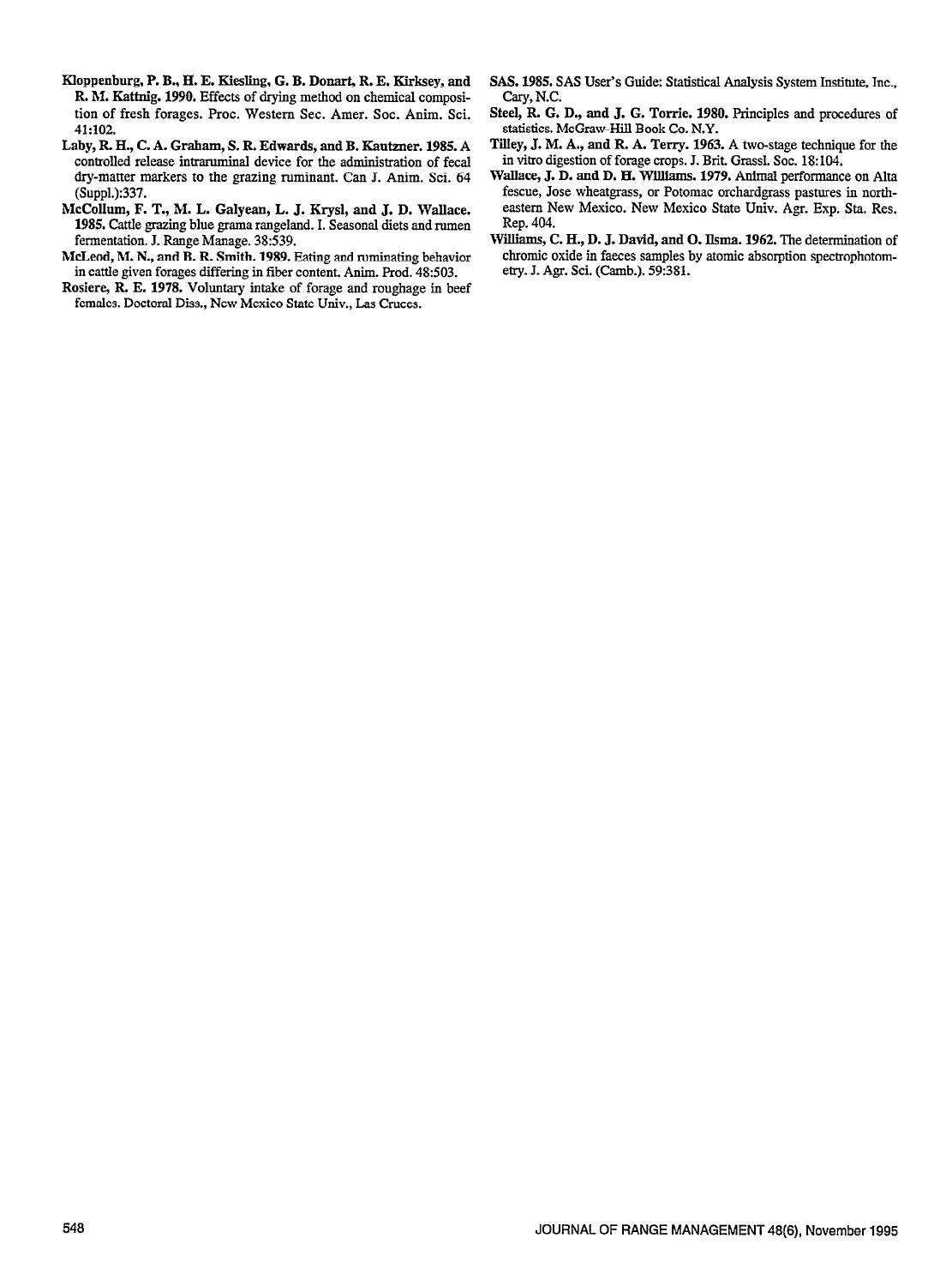**Kloppenburg, P. B., H. E. Kiesling, G. B. Donart, R. E. Kirksey, and R. M. Kattnig. 1990.** Effects of drying method on chemical composition of fresh forages. Proc. Western Sec. Amer. Soc. Anim. Sci. 41:102.

**Laby, R. H., C. A. Graham, S. R. Edwards, and B. Kautzner. 1985.** A controlled release intraruminal device for the administration of fecal dry-matter markers to the grazing ruminant. Can J. Anim. Sci. 64 (Suppl.):337.

**McCollum, F. T., M. L. Galyean, L. J. Krysl, and J. D. Wallace. 1985.** Cattle grazing blue grama rangeland. I. Seasonal diets and rumen fermentation. J. Range Manage. 38:539.

**McLeod, M. N., and B. R. Smith. 1989.** Eating and ruminating behavior in cattle given forages differing in fiber content. Anim. Prod. 48:503.

**Rosiere, R. E. 1978.** Voluntary intake of forage and roughage in beef females. Doctoral Diss., New Mexico State Univ., Las Cruces.

**SAS. 1985.** SAS User's Guide: Statistical Analysis System Institute, Inc., Cary, N.C.

**Steel, R. G. D., and J. G. Torrie. 1980.** Principles and procedures of statistics. McGraw-Hill Book Co. N.Y.

**Tilley, J. M. A., and R. A. Terry. 1963.** A two-stage technique for the in vitro digestion of forage crops. J. Brit. Grassl. Soc. 18:104.

**Wallace, J. D. and D. H. Williams. 1979.** Animal performance on Alta fescue, Jose wheatgrass, or Potomac orchardgrass pastures in northeastern New Mexico. New Mexico State Univ. Agr. Exp. Sta. Res. Rep. 404.

**Williams, C. H., D. J. David, and O. Ilsma. 1962.** The determination of chromic oxide in faeces samples by atomic absorption spectrophotometry. J. Agr. Sci. (Camb.). 59:381.